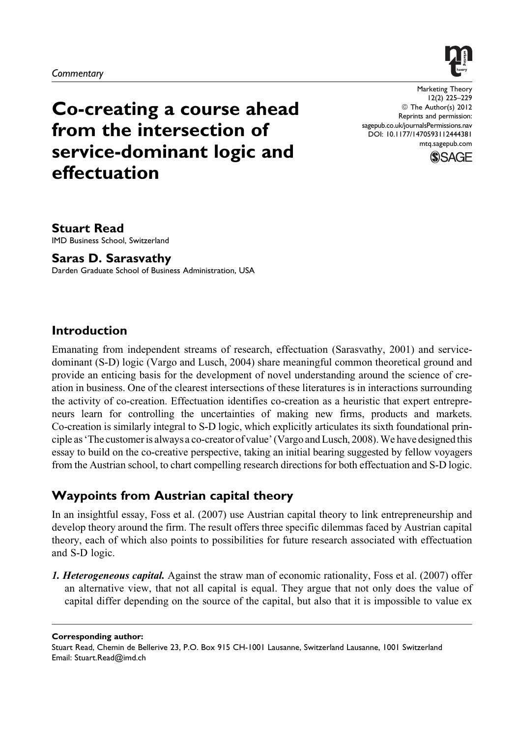*Commentary*

# Co-creating a course ahead from the intersection of service-dominant logic and effectuation

**Stuart Read**
IMD Business School, Switzerland

**Saras D. Sarasvathy**
Darden Graduate School of Business Administration, USA

## Introduction

Emanating from independent streams of research, effectuation (Sarasvathy, 2001) and service-dominant (S-D) logic (Vargo and Lusch, 2004) share meaningful common theoretical ground and provide an enticing basis for the development of novel understanding around the science of creation in business. One of the clearest intersections of these literatures is in interactions surrounding the activity of co-creation. Effectuation identifies co-creation as a heuristic that expert entrepreneurs learn for controlling the uncertainties of making new firms, products and markets. Co-creation is similarly integral to S-D logic, which explicitly articulates its sixth foundational principle as 'The customer is always a co-creator of value' (Vargo and Lusch, 2008). We have designed this essay to build on the co-creative perspective, taking an initial bearing suggested by fellow voyagers from the Austrian school, to chart compelling research directions for both effectuation and S-D logic.

## Waypoints from Austrian capital theory

In an insightful essay, Foss et al. (2007) use Austrian capital theory to link entrepreneurship and develop theory around the firm. The result offers three specific dilemmas faced by Austrian capital theory, each of which also points to possibilities for future research associated with effectuation and S-D logic.

***1. Heterogeneous capital.*** Against the straw man of economic rationality, Foss et al. (2007) offer an alternative view, that not all capital is equal. They argue that not only does the value of capital differ depending on the source of the capital, but also that it is impossible to value ex

**Corresponding author:**
Stuart Read, Chemin de Bellerive 23, P.O. Box 915 CH-1001 Lausanne, Switzerland Lausanne, 1001 Switzerland
Email: Stuart.Read@imd.ch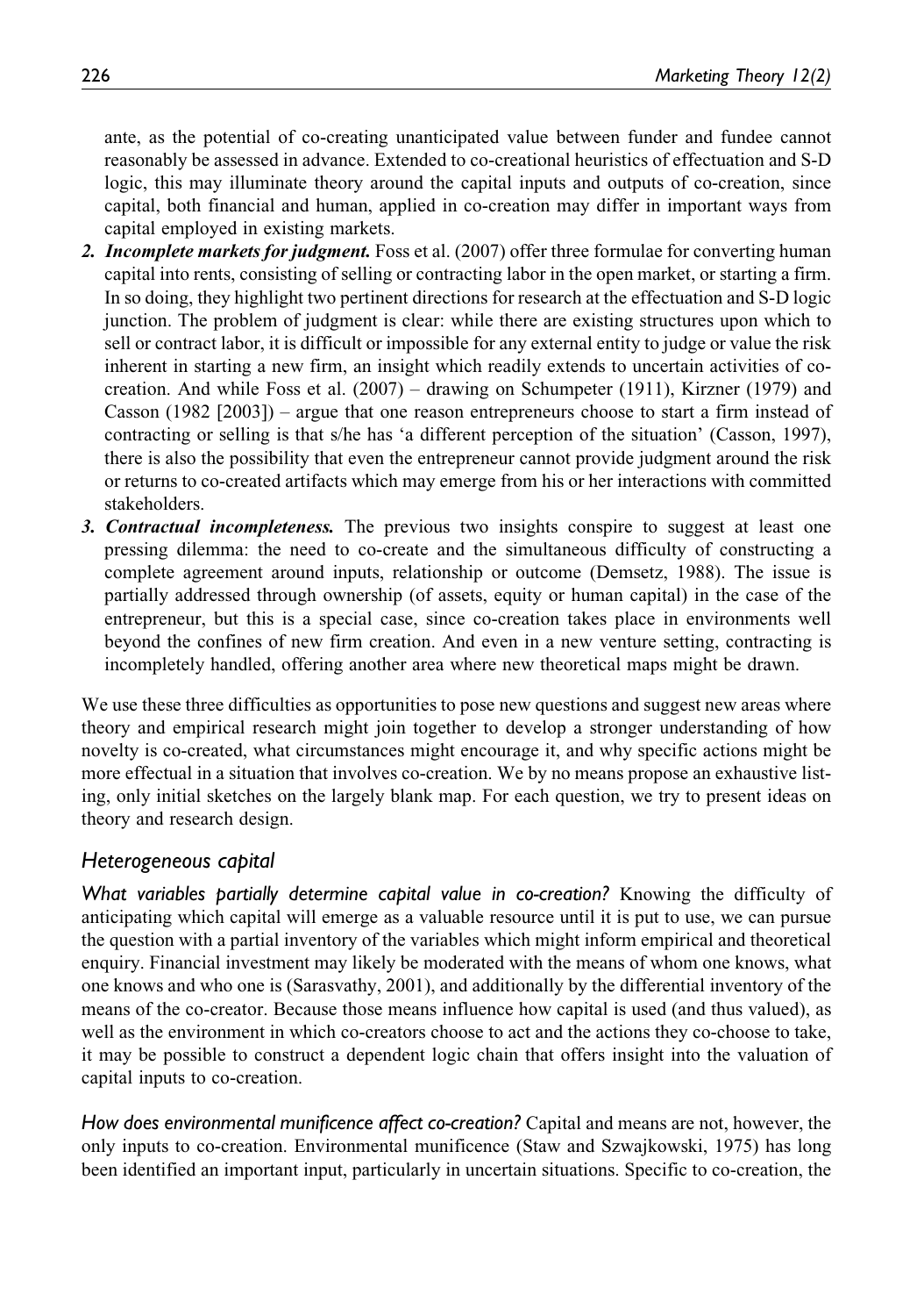ante, as the potential of co-creating unanticipated value between funder and fundee cannot reasonably be assessed in advance. Extended to co-creational heuristics of effectuation and S-D logic, this may illuminate theory around the capital inputs and outputs of co-creation, since capital, both financial and human, applied in co-creation may differ in important ways from capital employed in existing markets.

2. ***Incomplete markets for judgment.*** Foss et al. (2007) offer three formulae for converting human capital into rents, consisting of selling or contracting labor in the open market, or starting a firm. In so doing, they highlight two pertinent directions for research at the effectuation and S-D logic junction. The problem of judgment is clear: while there are existing structures upon which to sell or contract labor, it is difficult or impossible for any external entity to judge or value the risk inherent in starting a new firm, an insight which readily extends to uncertain activities of co-creation. And while Foss et al. (2007) – drawing on Schumpeter (1911), Kirzner (1979) and Casson (1982 [2003]) – argue that one reason entrepreneurs choose to start a firm instead of contracting or selling is that s/he has 'a different perception of the situation' (Casson, 1997), there is also the possibility that even the entrepreneur cannot provide judgment around the risk or returns to co-created artifacts which may emerge from his or her interactions with committed stakeholders.
3. ***Contractual incompleteness.*** The previous two insights conspire to suggest at least one pressing dilemma: the need to co-create and the simultaneous difficulty of constructing a complete agreement around inputs, relationship or outcome (Demsetz, 1988). The issue is partially addressed through ownership (of assets, equity or human capital) in the case of the entrepreneur, but this is a special case, since co-creation takes place in environments well beyond the confines of new firm creation. And even in a new venture setting, contracting is incompletely handled, offering another area where new theoretical maps might be drawn.

We use these three difficulties as opportunities to pose new questions and suggest new areas where theory and empirical research might join together to develop a stronger understanding of how novelty is co-created, what circumstances might encourage it, and why specific actions might be more effectual in a situation that involves co-creation. We by no means propose an exhaustive listing, only initial sketches on the largely blank map. For each question, we try to present ideas on theory and research design.

## Heterogeneous capital

*What variables partially determine capital value in co-creation?* Knowing the difficulty of anticipating which capital will emerge as a valuable resource until it is put to use, we can pursue the question with a partial inventory of the variables which might inform empirical and theoretical enquiry. Financial investment may likely be moderated with the means of whom one knows, what one knows and who one is (Sarasvathy, 2001), and additionally by the differential inventory of the means of the co-creator. Because those means influence how capital is used (and thus valued), as well as the environment in which co-creators choose to act and the actions they co-choose to take, it may be possible to construct a dependent logic chain that offers insight into the valuation of capital inputs to co-creation.

*How does environmental munificence affect co-creation?* Capital and means are not, however, the only inputs to co-creation. Environmental munificence (Staw and Szwajkowski, 1975) has long been identified an important input, particularly in uncertain situations. Specific to co-creation, the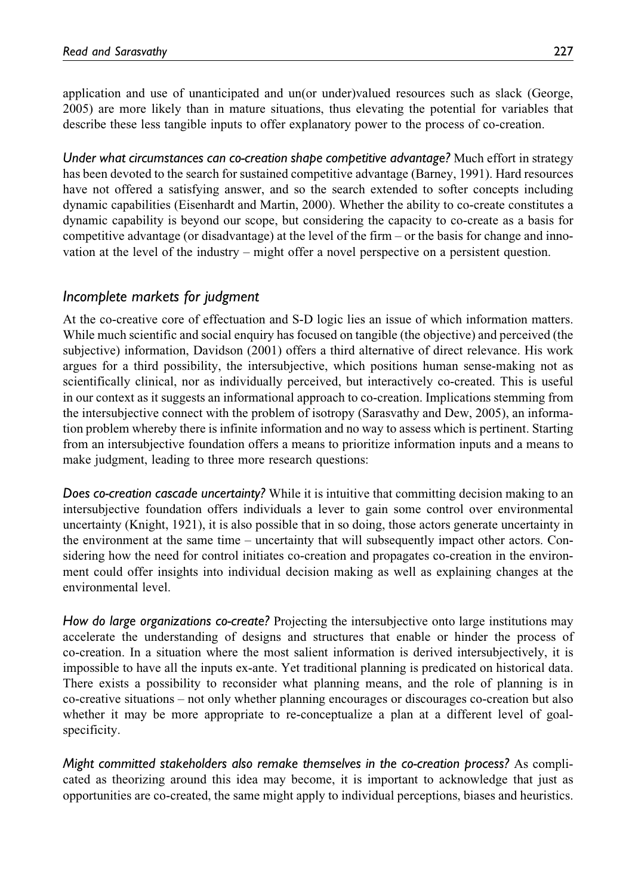application and use of unanticipated and un(or under)valued resources such as slack (George, 2005) are more likely than in mature situations, thus elevating the potential for variables that describe these less tangible inputs to offer explanatory power to the process of co-creation.

*Under what circumstances can co-creation shape competitive advantage?* Much effort in strategy has been devoted to the search for sustained competitive advantage (Barney, 1991). Hard resources have not offered a satisfying answer, and so the search extended to softer concepts including dynamic capabilities (Eisenhardt and Martin, 2000). Whether the ability to co-create constitutes a dynamic capability is beyond our scope, but considering the capacity to co-create as a basis for competitive advantage (or disadvantage) at the level of the firm – or the basis for change and innovation at the level of the industry – might offer a novel perspective on a persistent question.

## *Incomplete markets for judgment*

At the co-creative core of effectuation and S-D logic lies an issue of which information matters. While much scientific and social enquiry has focused on tangible (the objective) and perceived (the subjective) information, Davidson (2001) offers a third alternative of direct relevance. His work argues for a third possibility, the intersubjective, which positions human sense-making not as scientifically clinical, nor as individually perceived, but interactively co-created. This is useful in our context as it suggests an informational approach to co-creation. Implications stemming from the intersubjective connect with the problem of isotropy (Sarasvathy and Dew, 2005), an information problem whereby there is infinite information and no way to assess which is pertinent. Starting from an intersubjective foundation offers a means to prioritize information inputs and a means to make judgment, leading to three more research questions:

*Does co-creation cascade uncertainty?* While it is intuitive that committing decision making to an intersubjective foundation offers individuals a lever to gain some control over environmental uncertainty (Knight, 1921), it is also possible that in so doing, those actors generate uncertainty in the environment at the same time – uncertainty that will subsequently impact other actors. Considering how the need for control initiates co-creation and propagates co-creation in the environment could offer insights into individual decision making as well as explaining changes at the environmental level.

*How do large organizations co-create?* Projecting the intersubjective onto large institutions may accelerate the understanding of designs and structures that enable or hinder the process of co-creation. In a situation where the most salient information is derived intersubjectively, it is impossible to have all the inputs ex-ante. Yet traditional planning is predicated on historical data. There exists a possibility to reconsider what planning means, and the role of planning is in co-creative situations – not only whether planning encourages or discourages co-creation but also whether it may be more appropriate to re-conceptualize a plan at a different level of goal-specificity.

*Might committed stakeholders also remake themselves in the co-creation process?* As complicated as theorizing around this idea may become, it is important to acknowledge that just as opportunities are co-created, the same might apply to individual perceptions, biases and heuristics.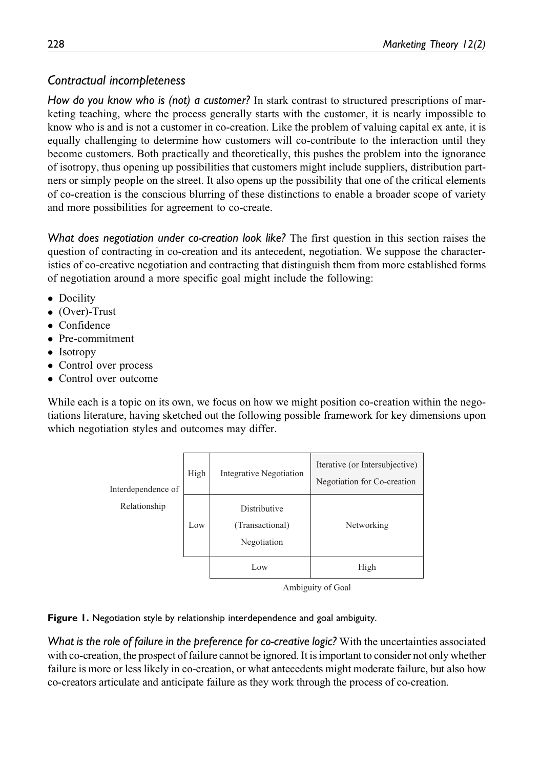## *Contractual incompleteness*

*How do you know who is (not) a customer?* In stark contrast to structured prescriptions of marketing teaching, where the process generally starts with the customer, it is nearly impossible to know who is and is not a customer in co-creation. Like the problem of valuing capital ex ante, it is equally challenging to determine how customers will co-contribute to the interaction until they become customers. Both practically and theoretically, this pushes the problem into the ignorance of isotropy, thus opening up possibilities that customers might include suppliers, distribution partners or simply people on the street. It also opens up the possibility that one of the critical elements of co-creation is the conscious blurring of these distinctions to enable a broader scope of variety and more possibilities for agreement to co-create.

*What does negotiation under co-creation look like?* The first question in this section raises the question of contracting in co-creation and its antecedent, negotiation. We suppose the characteristics of co-creative negotiation and contracting that distinguish them from more established forms of negotiation around a more specific goal might include the following:

- Docility
- (Over)-Trust
- Confidence
- Pre-commitment
- Isotropy
- Control over process
- Control over outcome

While each is a topic on its own, we focus on how we might position co-creation within the negotiations literature, having sketched out the following possible framework for key dimensions upon which negotiation styles and outcomes may differ.

| Interdependence of Relationship | | Ambiguity of Goal: Low | Ambiguity of Goal: High |
|---|---|---|---|
| | High | Integrative Negotiation | Iterative (or Intersubjective) Negotiation for Co-creation |
| | Low | Distributive (Transactional) Negotiation | Networking |

**Figure 1.** Negotiation style by relationship interdependence and goal ambiguity.

*What is the role of failure in the preference for co-creative logic?* With the uncertainties associated with co-creation, the prospect of failure cannot be ignored. It is important to consider not only whether failure is more or less likely in co-creation, or what antecedents might moderate failure, but also how co-creators articulate and anticipate failure as they work through the process of co-creation.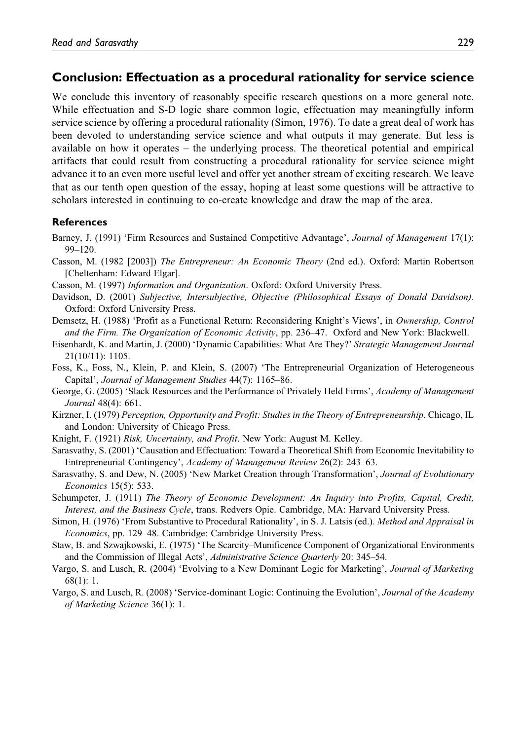## Conclusion: Effectuation as a procedural rationality for service science

We conclude this inventory of reasonably specific research questions on a more general note. While effectuation and S-D logic share common logic, effectuation may meaningfully inform service science by offering a procedural rationality (Simon, 1976). To date a great deal of work has been devoted to understanding service science and what outputs it may generate. But less is available on how it operates – the underlying process. The theoretical potential and empirical artifacts that could result from constructing a procedural rationality for service science might advance it to an even more useful level and offer yet another stream of exciting research. We leave that as our tenth open question of the essay, hoping at least some questions will be attractive to scholars interested in continuing to co-create knowledge and draw the map of the area.

### References

Barney, J. (1991) 'Firm Resources and Sustained Competitive Advantage', *Journal of Management* 17(1): 99–120.

Casson, M. (1982 [2003]) *The Entrepreneur: An Economic Theory* (2nd ed.). Oxford: Martin Robertson [Cheltenham: Edward Elgar].

Casson, M. (1997) *Information and Organization*. Oxford: Oxford University Press.

Davidson, D. (2001) *Subjective, Intersubjective, Objective (Philosophical Essays of Donald Davidson)*. Oxford: Oxford University Press.

Demsetz, H. (1988) 'Profit as a Functional Return: Reconsidering Knight's Views', in *Ownership, Control and the Firm. The Organization of Economic Activity*, pp. 236–47. Oxford and New York: Blackwell.

Eisenhardt, K. and Martin, J. (2000) 'Dynamic Capabilities: What Are They?' *Strategic Management Journal* 21(10/11): 1105.

Foss, K., Foss, N., Klein, P. and Klein, S. (2007) 'The Entrepreneurial Organization of Heterogeneous Capital', *Journal of Management Studies* 44(7): 1165–86.

George, G. (2005) 'Slack Resources and the Performance of Privately Held Firms', *Academy of Management Journal* 48(4): 661.

Kirzner, I. (1979) *Perception, Opportunity and Profit: Studies in the Theory of Entrepreneurship*. Chicago, IL and London: University of Chicago Press.

Knight, F. (1921) *Risk, Uncertainty, and Profit*. New York: August M. Kelley.

Sarasvathy, S. (2001) 'Causation and Effectuation: Toward a Theoretical Shift from Economic Inevitability to Entrepreneurial Contingency', *Academy of Management Review* 26(2): 243–63.

Sarasvathy, S. and Dew, N. (2005) 'New Market Creation through Transformation', *Journal of Evolutionary Economics* 15(5): 533.

Schumpeter, J. (1911) *The Theory of Economic Development: An Inquiry into Profits, Capital, Credit, Interest, and the Business Cycle*, trans. Redvers Opie. Cambridge, MA: Harvard University Press.

Simon, H. (1976) 'From Substantive to Procedural Rationality', in S. J. Latsis (ed.). *Method and Appraisal in Economics*, pp. 129–48. Cambridge: Cambridge University Press.

Staw, B. and Szwajkowski, E. (1975) 'The Scarcity–Munificence Component of Organizational Environments and the Commission of Illegal Acts', *Administrative Science Quarterly* 20: 345–54.

Vargo, S. and Lusch, R. (2004) 'Evolving to a New Dominant Logic for Marketing', *Journal of Marketing* 68(1): 1.

Vargo, S. and Lusch, R. (2008) 'Service-dominant Logic: Continuing the Evolution', *Journal of the Academy of Marketing Science* 36(1): 1.